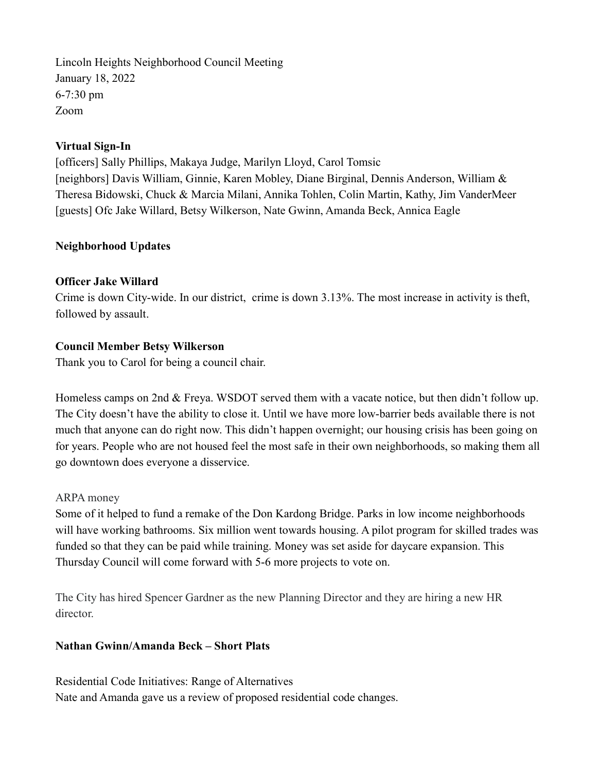Lincoln Heights Neighborhood Council Meeting
January 18, 2022
6-7:30 pm
Zoom

**Virtual Sign-In**

[officers] Sally Phillips, Makaya Judge, Marilyn Lloyd, Carol Tomsic
[neighbors] Davis William, Ginnie, Karen Mobley, Diane Birginal, Dennis Anderson, William & Theresa Bidowski, Chuck & Marcia Milani, Annika Tohlen, Colin Martin, Kathy, Jim VanderMeer
[guests] Ofc Jake Willard, Betsy Wilkerson, Nate Gwinn, Amanda Beck, Annica Eagle

**Neighborhood Updates**

**Officer Jake Willard**

Crime is down City-wide. In our district, crime is down 3.13%. The most increase in activity is theft, followed by assault.

**Council Member Betsy Wilkerson**

Thank you to Carol for being a council chair.

Homeless camps on 2nd & Freya. WSDOT served them with a vacate notice, but then didn't follow up. The City doesn't have the ability to close it. Until we have more low-barrier beds available there is not much that anyone can do right now. This didn't happen overnight; our housing crisis has been going on for years. People who are not housed feel the most safe in their own neighborhoods, so making them all go downtown does everyone a disservice.

ARPA money

Some of it helped to fund a remake of the Don Kardong Bridge. Parks in low income neighborhoods will have working bathrooms. Six million went towards housing. A pilot program for skilled trades was funded so that they can be paid while training. Money was set aside for daycare expansion. This Thursday Council will come forward with 5-6 more projects to vote on.

The City has hired Spencer Gardner as the new Planning Director and they are hiring a new HR director.

**Nathan Gwinn/Amanda Beck – Short Plats**

Residential Code Initiatives: Range of Alternatives
Nate and Amanda gave us a review of proposed residential code changes.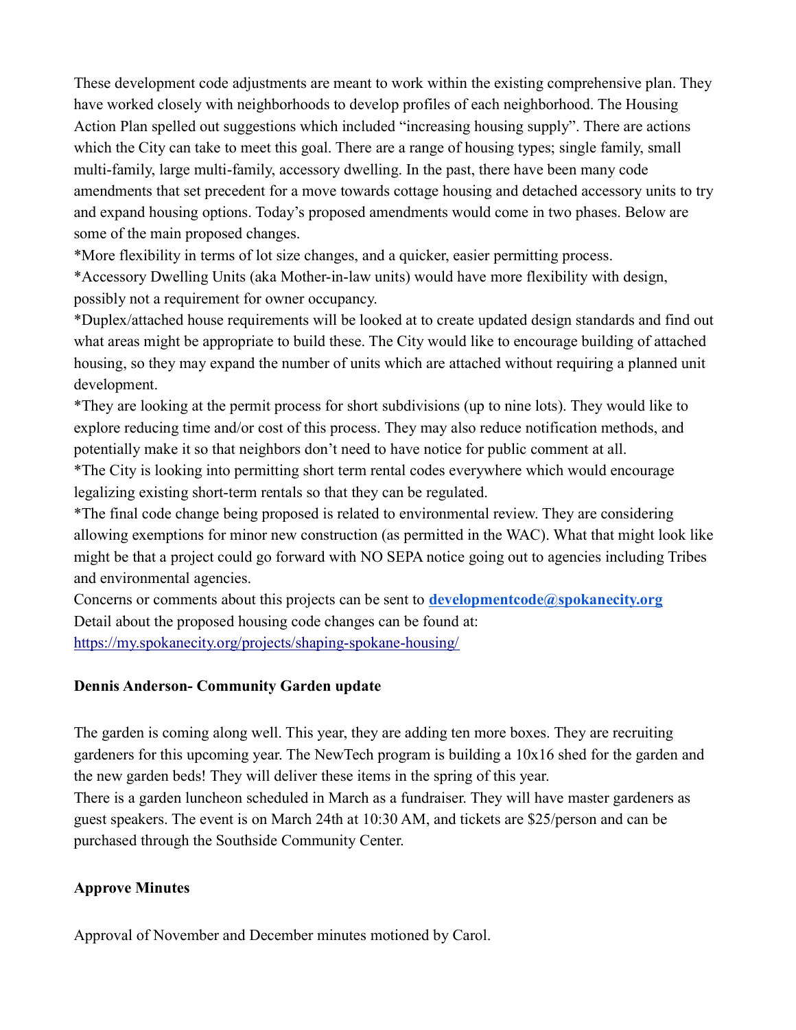These development code adjustments are meant to work within the existing comprehensive plan. They have worked closely with neighborhoods to develop profiles of each neighborhood. The Housing Action Plan spelled out suggestions which included "increasing housing supply". There are actions which the City can take to meet this goal. There are a range of housing types; single family, small multi-family, large multi-family, accessory dwelling. In the past, there have been many code amendments that set precedent for a move towards cottage housing and detached accessory units to try and expand housing options. Today's proposed amendments would come in two phases. Below are some of the main proposed changes.

*More flexibility in terms of lot size changes, and a quicker, easier permitting process.

*Accessory Dwelling Units (aka Mother-in-law units) would have more flexibility with design, possibly not a requirement for owner occupancy.

*Duplex/attached house requirements will be looked at to create updated design standards and find out what areas might be appropriate to build these. The City would like to encourage building of attached housing, so they may expand the number of units which are attached without requiring a planned unit development.

*They are looking at the permit process for short subdivisions (up to nine lots). They would like to explore reducing time and/or cost of this process. They may also reduce notification methods, and potentially make it so that neighbors don't need to have notice for public comment at all.

*The City is looking into permitting short term rental codes everywhere which would encourage legalizing existing short-term rentals so that they can be regulated.

*The final code change being proposed is related to environmental review. They are considering allowing exemptions for minor new construction (as permitted in the WAC). What that might look like might be that a project could go forward with NO SEPA notice going out to agencies including Tribes and environmental agencies.

Concerns or comments about this projects can be sent to **[developmentcode@spokanecity.org](mailto:developmentcode@spokanecity.org)**

Detail about the proposed housing code changes can be found at:
[https://my.spokanecity.org/projects/shaping-spokane-housing/](https://my.spokanecity.org/projects/shaping-spokane-housing/)

**Dennis Anderson- Community Garden update**

The garden is coming along well. This year, they are adding ten more boxes. They are recruiting gardeners for this upcoming year. The NewTech program is building a 10x16 shed for the garden and the new garden beds! They will deliver these items in the spring of this year.

There is a garden luncheon scheduled in March as a fundraiser. They will have master gardeners as guest speakers. The event is on March 24th at 10:30 AM, and tickets are $25/person and can be purchased through the Southside Community Center.

**Approve Minutes**

Approval of November and December minutes motioned by Carol.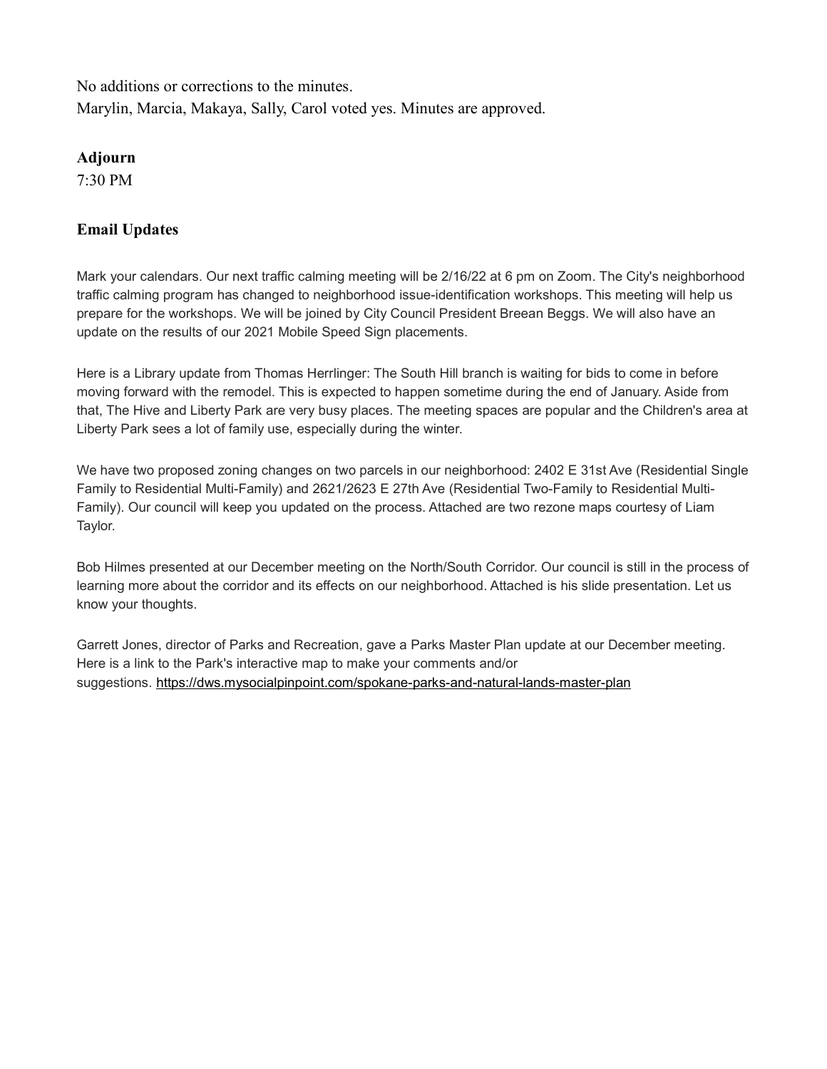No additions or corrections to the minutes.
Marylin, Marcia, Makaya, Sally, Carol voted yes. Minutes are approved.

### Adjourn

7:30 PM

### Email Updates

Mark your calendars. Our next traffic calming meeting will be 2/16/22 at 6 pm on Zoom. The City's neighborhood traffic calming program has changed to neighborhood issue-identification workshops. This meeting will help us prepare for the workshops. We will be joined by City Council President Breean Beggs. We will also have an update on the results of our 2021 Mobile Speed Sign placements.

Here is a Library update from Thomas Herrlinger: The South Hill branch is waiting for bids to come in before moving forward with the remodel. This is expected to happen sometime during the end of January. Aside from that, The Hive and Liberty Park are very busy places. The meeting spaces are popular and the Children's area at Liberty Park sees a lot of family use, especially during the winter.

We have two proposed zoning changes on two parcels in our neighborhood: 2402 E 31st Ave (Residential Single Family to Residential Multi-Family) and 2621/2623 E 27th Ave (Residential Two-Family to Residential Multi-Family). Our council will keep you updated on the process. Attached are two rezone maps courtesy of Liam Taylor.

Bob Hilmes presented at our December meeting on the North/South Corridor. Our council is still in the process of learning more about the corridor and its effects on our neighborhood. Attached is his slide presentation. Let us know your thoughts.

Garrett Jones, director of Parks and Recreation, gave a Parks Master Plan update at our December meeting. Here is a link to the Park's interactive map to make your comments and/or suggestions. https://dws.mysocialpinpoint.com/spokane-parks-and-natural-lands-master-plan